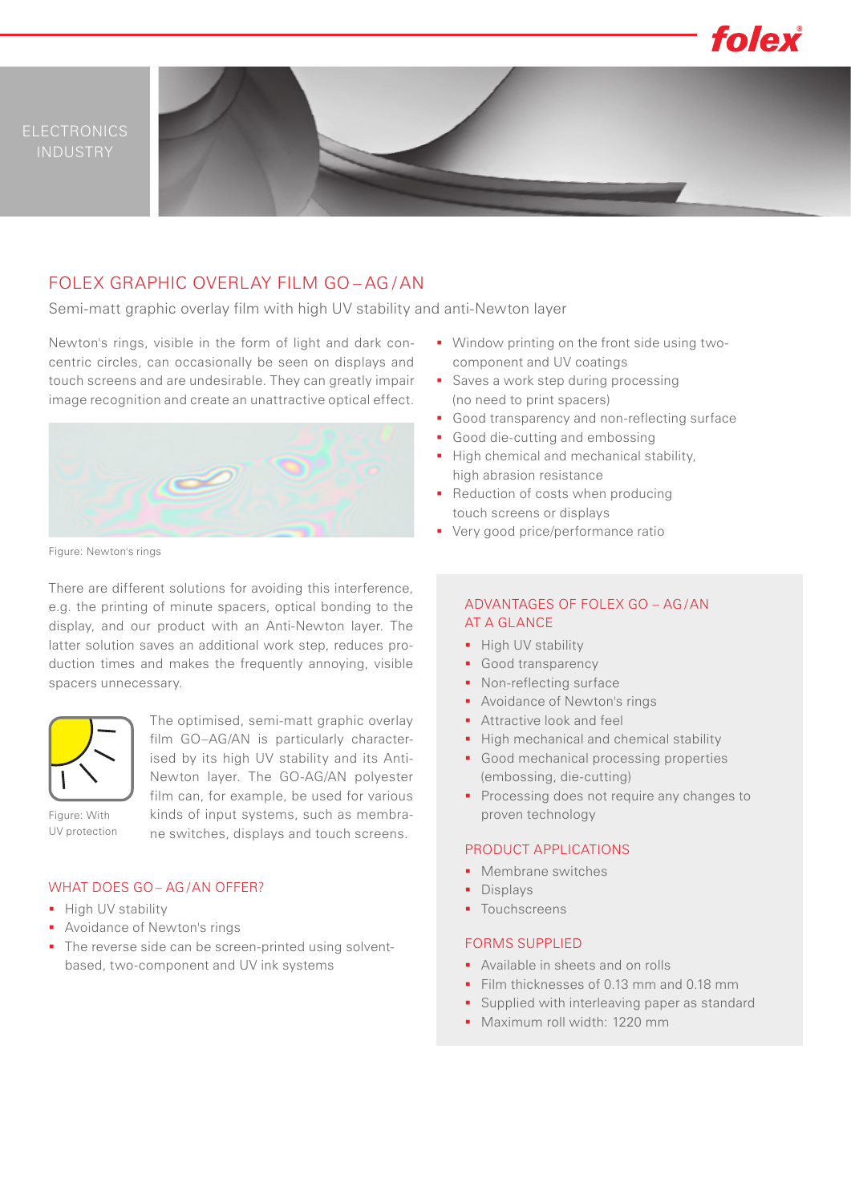ELECTRONICS INDUSTRY

# FOLEX GRAPHIC OVERLAY FILM GO – AG / AN

Semi-matt graphic overlay film with high UV stability and anti-Newton layer

Newton's rings, visible in the form of light and dark concentric circles, can occasionally be seen on displays and touch screens and are undesirable. They can greatly impair image recognition and create an unattractive optical effect.

Figure: Newton's rings

There are different solutions for avoiding this interference, e.g. the printing of minute spacers, optical bonding to the display, and our product with an Anti-Newton layer. The latter solution saves an additional work step, reduces production times and makes the frequently annoying, visible spacers unnecessary.

Figure: With UV protection

The optimised, semi-matt graphic overlay film GO–AG/AN is particularly characterised by its high UV stability and its Anti-Newton layer. The GO-AG/AN polyester film can, for example, be used for various kinds of input systems, such as membrane switches, displays and touch screens.

## WHAT DOES GO – AG / AN OFFER?

- High UV stability
- Avoidance of Newton's rings
- The reverse side can be screen-printed using solvent-based, two-component and UV ink systems
- Window printing on the front side using two-component and UV coatings
- Saves a work step during processing (no need to print spacers)
- Good transparency and non-reflecting surface
- Good die-cutting and embossing
- High chemical and mechanical stability, high abrasion resistance
- Reduction of costs when producing touch screens or displays
- Very good price/performance ratio

## ADVANTAGES OF FOLEX GO – AG / AN AT A GLANCE

- High UV stability
- Good transparency
- Non-reflecting surface
- Avoidance of Newton's rings
- Attractive look and feel
- High mechanical and chemical stability
- Good mechanical processing properties (embossing, die-cutting)
- Processing does not require any changes to proven technology

## PRODUCT APPLICATIONS

- Membrane switches
- Displays
- Touchscreens

## FORMS SUPPLIED

- Available in sheets and on rolls
- Film thicknesses of 0.13 mm and 0.18 mm
- Supplied with interleaving paper as standard
- Maximum roll width: 1220 mm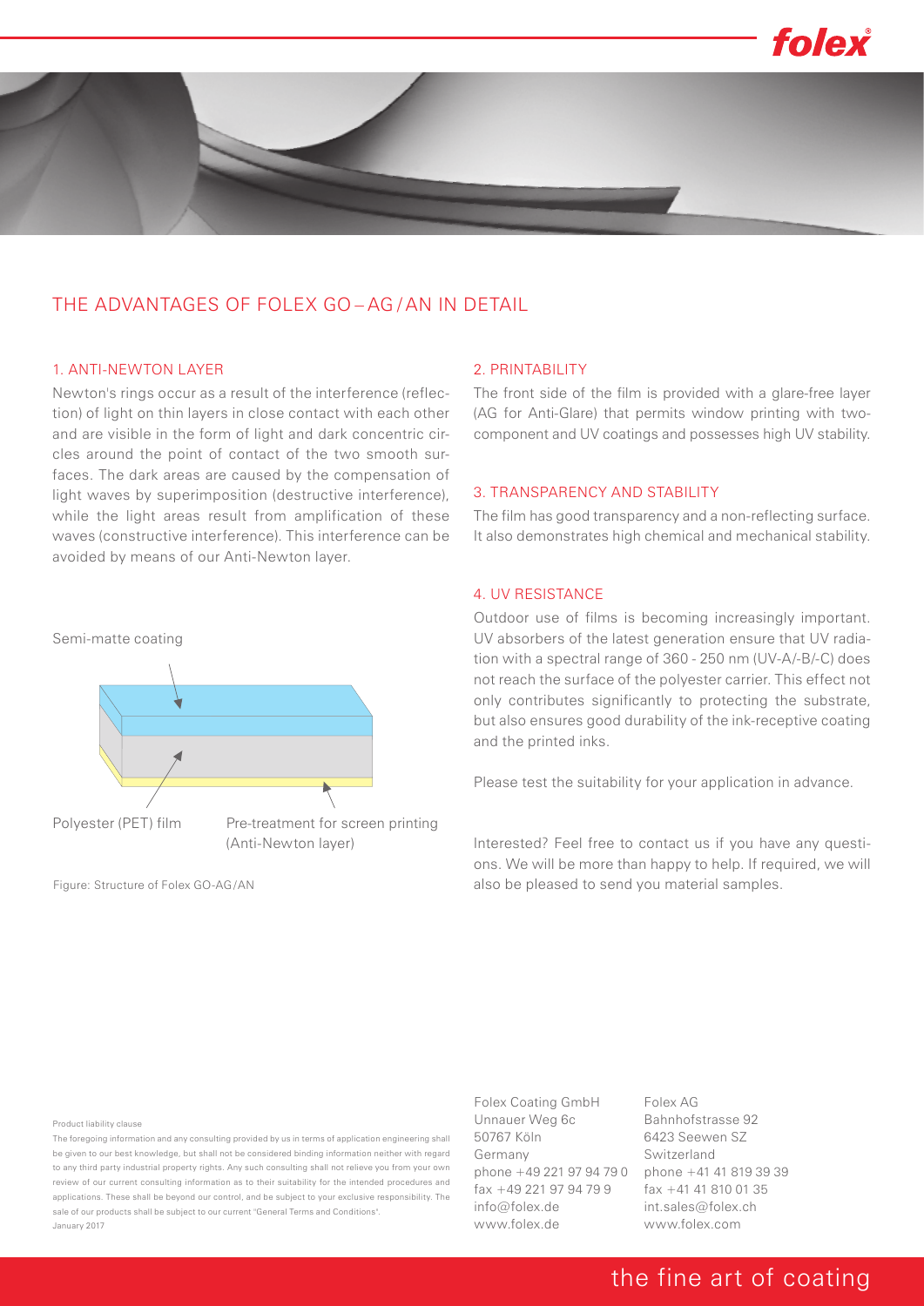# THE ADVANTAGES OF FOLEX GO – AG / AN IN DETAIL

## 1. ANTI-NEWTON LAYER

Newton's rings occur as a result of the interference (reflection) of light on thin layers in close contact with each other and are visible in the form of light and dark concentric circles around the point of contact of the two smooth surfaces. The dark areas are caused by the compensation of light waves by superimposition (destructive interference), while the light areas result from amplification of these waves (constructive interference). This interference can be avoided by means of our Anti-Newton layer.

Semi-matte coating

Polyester (PET) film

Pre-treatment for screen printing (Anti-Newton layer)

Figure: Structure of Folex GO-AG/AN

## 2. PRINTABILITY

The front side of the film is provided with a glare-free layer (AG for Anti-Glare) that permits window printing with two-component and UV coatings and possesses high UV stability.

## 3. TRANSPARENCY AND STABILITY

The film has good transparency and a non-reflecting surface. It also demonstrates high chemical and mechanical stability.

## 4. UV RESISTANCE

Outdoor use of films is becoming increasingly important. UV absorbers of the latest generation ensure that UV radiation with a spectral range of 360 - 250 nm (UV-A/-B/-C) does not reach the surface of the polyester carrier. This effect not only contributes significantly to protecting the substrate, but also ensures good durability of the ink-receptive coating and the printed inks.

Please test the suitability for your application in advance.

Interested? Feel free to contact us if you have any questions. We will be more than happy to help. If required, we will also be pleased to send you material samples.

Product liability clause

The foregoing information and any consulting provided by us in terms of application engineering shall be given to our best knowledge, but shall not be considered binding information neither with regard to any third party industrial property rights. Any such consulting shall not relieve you from your own review of our current consulting information as to their suitability for the intended procedures and applications. These shall be beyond our control, and be subject to your exclusive responsibility. The sale of our products shall be subject to our current "General Terms and Conditions".
January 2017

Folex Coating GmbH
Unnauer Weg 6c
50767 Köln
Germany
phone +49 221 97 94 79 0
fax +49 221 97 94 79 9
info@folex.de
www.folex.de

Folex AG
Bahnhofstrasse 92
6423 Seewen SZ
Switzerland
phone +41 41 819 39 39
fax +41 41 810 01 35
int.sales@folex.ch
www.folex.com

the fine art of coating